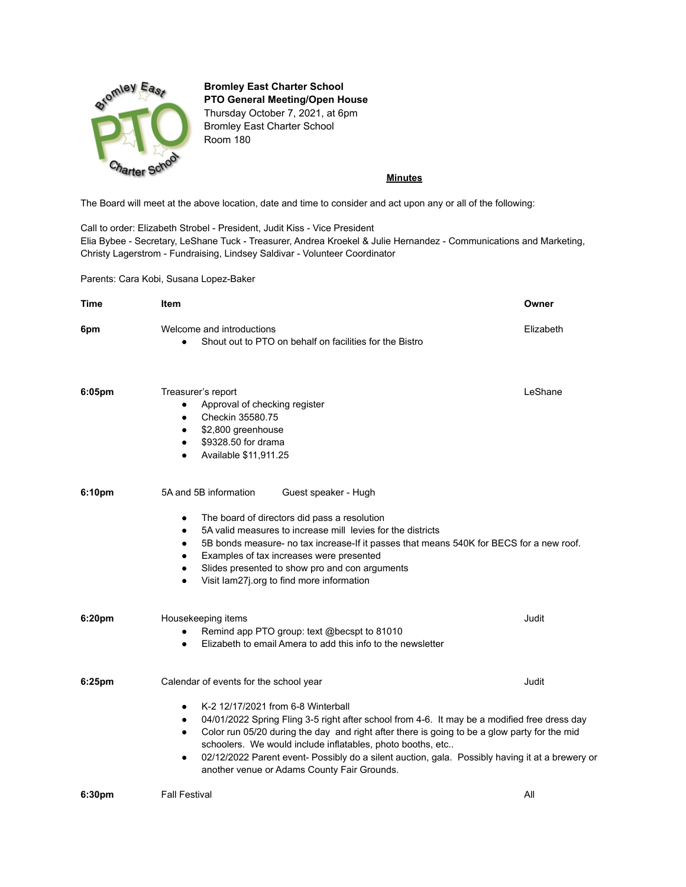**Bromley East Charter School**
**PTO General Meeting/Open House**
Thursday October 7, 2021, at 6pm
Bromley East Charter School
Room 180

**Minutes**

The Board will meet at the above location, date and time to consider and act upon any or all of the following:

Call to order: Elizabeth Strobel - President, Judit Kiss - Vice President
Elia Bybee - Secretary, LeShane Tuck - Treasurer, Andrea Kroekel & Julie Hernandez - Communications and Marketing, Christy Lagerstrom - Fundraising, Lindsey Saldivar - Volunteer Coordinator

Parents: Cara Kobi, Susana Lopez-Baker

| Time | Item | Owner |
|---|---|---|
| **6pm** | Welcome and introductions<br>• Shout out to PTO on behalf on facilities for the Bistro | Elizabeth |
| **6:05pm** | Treasurer's report<br>• Approval of checking register<br>• Checkin 35580.75<br>• $2,800 greenhouse<br>• $9328.50 for drama<br>• Available $11,911.25 | LeShane |
| **6:10pm** | 5A and 5B information &nbsp;&nbsp;&nbsp; Guest speaker - Hugh<br>• The board of directors did pass a resolution<br>• 5A valid measures to increase mill levies for the districts<br>• 5B bonds measure- no tax increase-If it passes that means 540K for BECS for a new roof.<br>• Examples of tax increases were presented<br>• Slides presented to show pro and con arguments<br>• Visit Iam27j.org to find more information | |
| **6:20pm** | Housekeeping items<br>• Remind app PTO group: text @becspt to 81010<br>• Elizabeth to email Amera to add this info to the newsletter | Judit |
| **6:25pm** | Calendar of events for the school year<br>• K-2 12/17/2021 from 6-8 Winterball<br>• 04/01/2022 Spring Fling 3-5 right after school from 4-6. It may be a modified free dress day<br>• Color run 05/20 during the day and right after there is going to be a glow party for the mid schoolers. We would include inflatables, photo booths, etc..<br>• 02/12/2022 Parent event- Possibly do a silent auction, gala. Possibly having it at a brewery or another venue or Adams County Fair Grounds. | Judit |
| **6:30pm** | Fall Festival | All |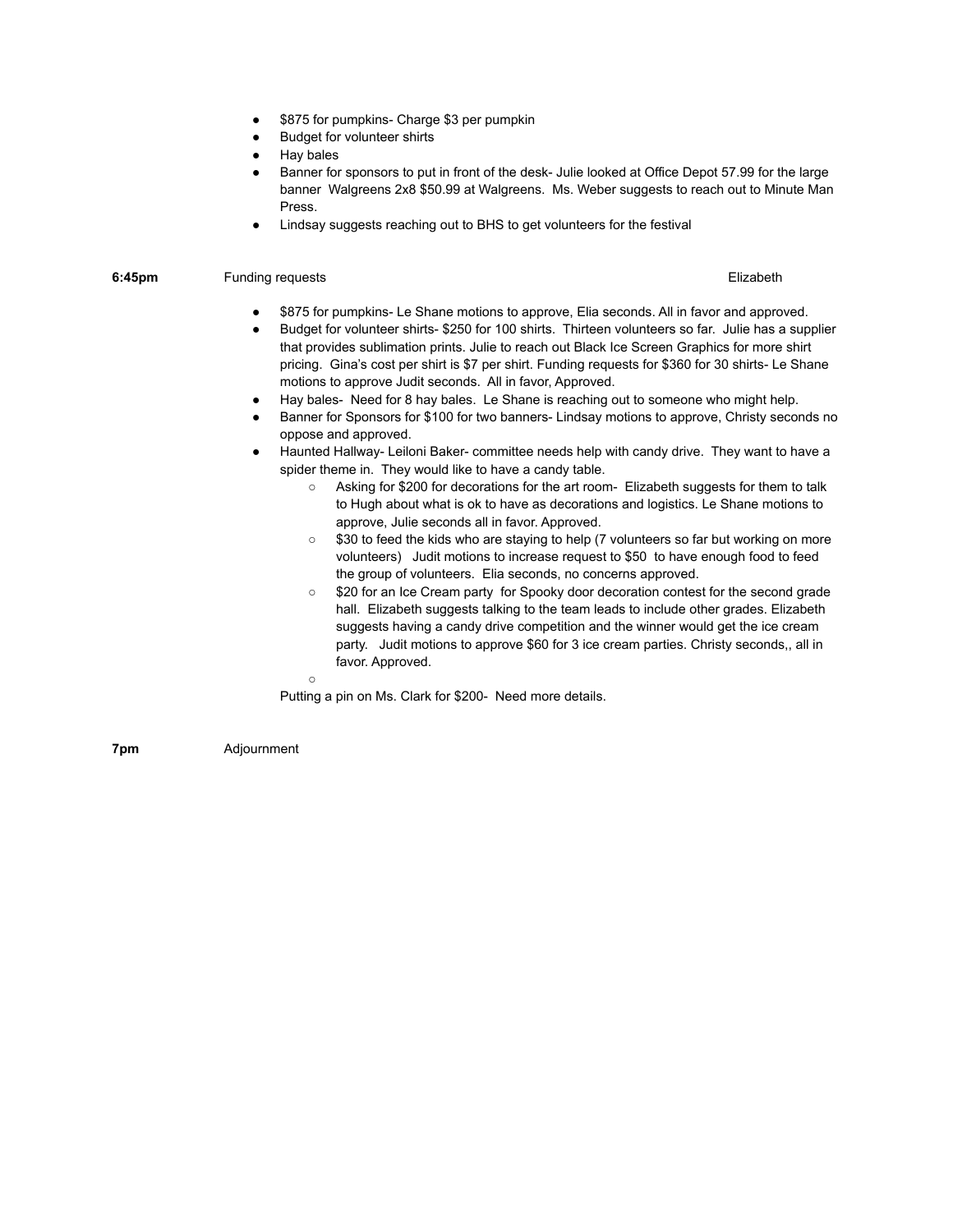- $875 for pumpkins- Charge $3 per pumpkin
- Budget for volunteer shirts
- Hay bales
- Banner for sponsors to put in front of the desk- Julie looked at Office Depot 57.99 for the large banner Walgreens 2x8 $50.99 at Walgreens. Ms. Weber suggests to reach out to Minute Man Press.
- Lindsay suggests reaching out to BHS to get volunteers for the festival

**6:45pm** Funding requests Elizabeth

- $875 for pumpkins- Le Shane motions to approve, Elia seconds. All in favor and approved.
- Budget for volunteer shirts- $250 for 100 shirts. Thirteen volunteers so far. Julie has a supplier that provides sublimation prints. Julie to reach out Black Ice Screen Graphics for more shirt pricing. Gina's cost per shirt is $7 per shirt. Funding requests for $360 for 30 shirts- Le Shane motions to approve Judit seconds. All in favor, Approved.
- Hay bales- Need for 8 hay bales. Le Shane is reaching out to someone who might help.
- Banner for Sponsors for $100 for two banners- Lindsay motions to approve, Christy seconds no oppose and approved.
- Haunted Hallway- Leiloni Baker- committee needs help with candy drive. They want to have a spider theme in. They would like to have a candy table.
  - Asking for $200 for decorations for the art room- Elizabeth suggests for them to talk to Hugh about what is ok to have as decorations and logistics. Le Shane motions to approve, Julie seconds all in favor. Approved.
  - $30 to feed the kids who are staying to help (7 volunteers so far but working on more volunteers) Judit motions to increase request to $50 to have enough food to feed the group of volunteers. Elia seconds, no concerns approved.
  - $20 for an Ice Cream party for Spooky door decoration contest for the second grade hall. Elizabeth suggests talking to the team leads to include other grades. Elizabeth suggests having a candy drive competition and the winner would get the ice cream party. Judit motions to approve $60 for 3 ice cream parties. Christy seconds,, all in favor. Approved.
  - 

  Putting a pin on Ms. Clark for $200- Need more details.

**7pm** Adjournment